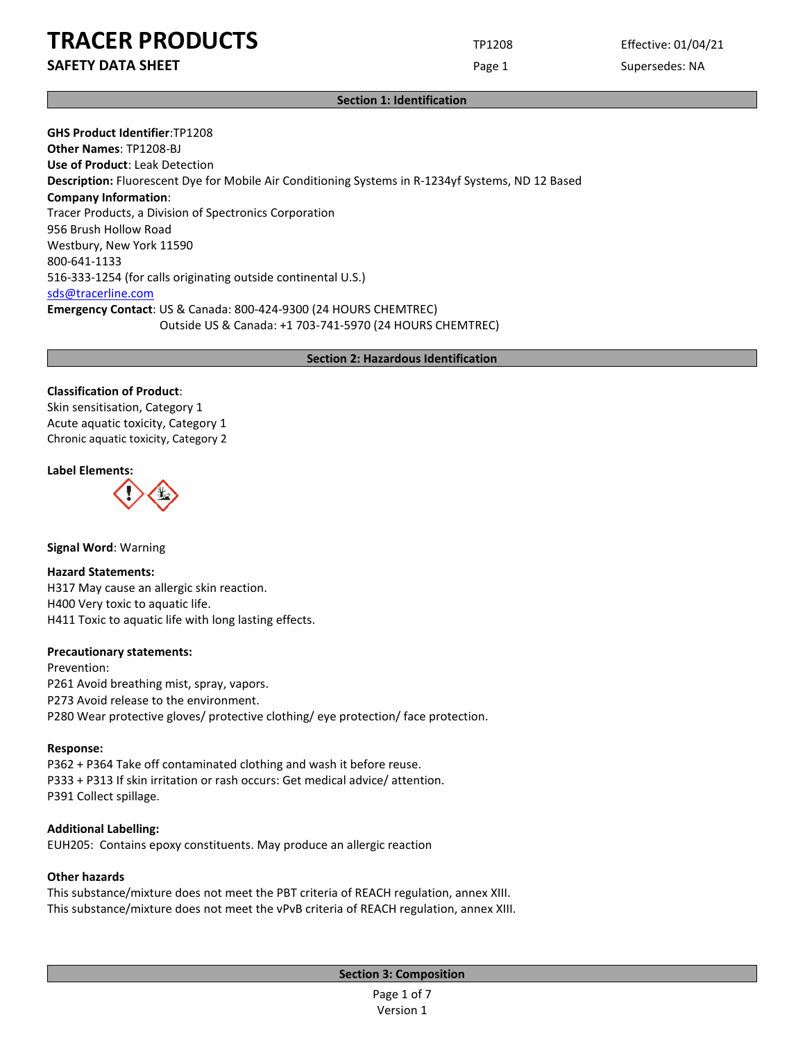# TRACER PRODUCTS

**SAFETY DATA SHEET**

TP1208

Effective: 01/04/21

Supersedes: NA

## Section 1: Identification

**GHS Product Identifier**:TP1208
**Other Names**: TP1208-BJ
**Use of Product**: Leak Detection
**Description:** Fluorescent Dye for Mobile Air Conditioning Systems in R-1234yf Systems, ND 12 Based
**Company Information**:
Tracer Products, a Division of Spectronics Corporation
956 Brush Hollow Road
Westbury, New York 11590
800-641-1133
516-333-1254 (for calls originating outside continental U.S.)
sds@tracerline.com
**Emergency Contact**: US & Canada: 800-424-9300 (24 HOURS CHEMTREC)
Outside US & Canada: +1 703-741-5970 (24 HOURS CHEMTREC)

## Section 2: Hazardous Identification

**Classification of Product**:
Skin sensitisation, Category 1
Acute aquatic toxicity, Category 1
Chronic aquatic toxicity, Category 2

**Label Elements:**

**Signal Word**: Warning

**Hazard Statements:**
H317 May cause an allergic skin reaction.
H400 Very toxic to aquatic life.
H411 Toxic to aquatic life with long lasting effects.

**Precautionary statements:**
Prevention:
P261 Avoid breathing mist, spray, vapors.
P273 Avoid release to the environment.
P280 Wear protective gloves/ protective clothing/ eye protection/ face protection.

**Response:**
P362 + P364 Take off contaminated clothing and wash it before reuse.
P333 + P313 If skin irritation or rash occurs: Get medical advice/ attention.
P391 Collect spillage.

**Additional Labelling:**
EUH205: Contains epoxy constituents. May produce an allergic reaction

**Other hazards**
This substance/mixture does not meet the PBT criteria of REACH regulation, annex XIII.
This substance/mixture does not meet the vPvB criteria of REACH regulation, annex XIII.

## Section 3: Composition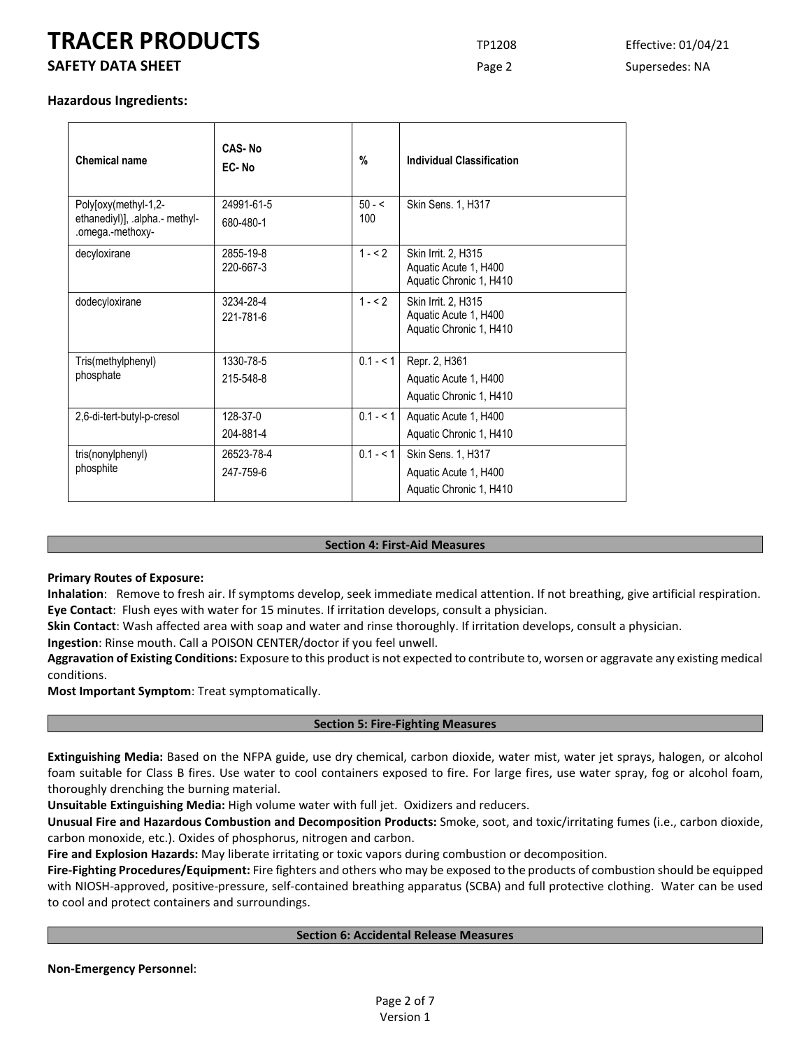**Hazardous Ingredients:**

| Chemical name | CAS- No<br>EC- No | % | Individual Classification |
|---|---|---|---|
| Poly[oxy(methyl-1,2-ethanediyl)], .alpha.- methyl-.omega.-methoxy- | 24991-61-5<br>680-480-1 | 50 - < 100 | Skin Sens. 1, H317 |
| decyloxirane | 2855-19-8<br>220-667-3 | 1 - < 2 | Skin Irrit. 2, H315<br>Aquatic Acute 1, H400<br>Aquatic Chronic 1, H410 |
| dodecyloxirane | 3234-28-4<br>221-781-6 | 1 - < 2 | Skin Irrit. 2, H315<br>Aquatic Acute 1, H400<br>Aquatic Chronic 1, H410 |
| Tris(methylphenyl) phosphate | 1330-78-5<br>215-548-8 | 0.1 - < 1 | Repr. 2, H361<br>Aquatic Acute 1, H400<br>Aquatic Chronic 1, H410 |
| 2,6-di-tert-butyl-p-cresol | 128-37-0<br>204-881-4 | 0.1 - < 1 | Aquatic Acute 1, H400<br>Aquatic Chronic 1, H410 |
| tris(nonylphenyl) phosphite | 26523-78-4<br>247-759-6 | 0.1 - < 1 | Skin Sens. 1, H317<br>Aquatic Acute 1, H400<br>Aquatic Chronic 1, H410 |

## Section 4: First-Aid Measures

**Primary Routes of Exposure:**

**Inhalation**: Remove to fresh air. If symptoms develop, seek immediate medical attention. If not breathing, give artificial respiration.
**Eye Contact**: Flush eyes with water for 15 minutes. If irritation develops, consult a physician.
**Skin Contact**: Wash affected area with soap and water and rinse thoroughly. If irritation develops, consult a physician.
**Ingestion**: Rinse mouth. Call a POISON CENTER/doctor if you feel unwell.
**Aggravation of Existing Conditions:** Exposure to this product is not expected to contribute to, worsen or aggravate any existing medical conditions.
**Most Important Symptom**: Treat symptomatically.

## Section 5: Fire-Fighting Measures

**Extinguishing Media:** Based on the NFPA guide, use dry chemical, carbon dioxide, water mist, water jet sprays, halogen, or alcohol foam suitable for Class B fires. Use water to cool containers exposed to fire. For large fires, use water spray, fog or alcohol foam, thoroughly drenching the burning material.
**Unsuitable Extinguishing Media:** High volume water with full jet. Oxidizers and reducers.
**Unusual Fire and Hazardous Combustion and Decomposition Products:** Smoke, soot, and toxic/irritating fumes (i.e., carbon dioxide, carbon monoxide, etc.). Oxides of phosphorus, nitrogen and carbon.
**Fire and Explosion Hazards:** May liberate irritating or toxic vapors during combustion or decomposition.
**Fire-Fighting Procedures/Equipment:** Fire fighters and others who may be exposed to the products of combustion should be equipped with NIOSH-approved, positive-pressure, self-contained breathing apparatus (SCBA) and full protective clothing. Water can be used to cool and protect containers and surroundings.

## Section 6: Accidental Release Measures

**Non-Emergency Personnel**: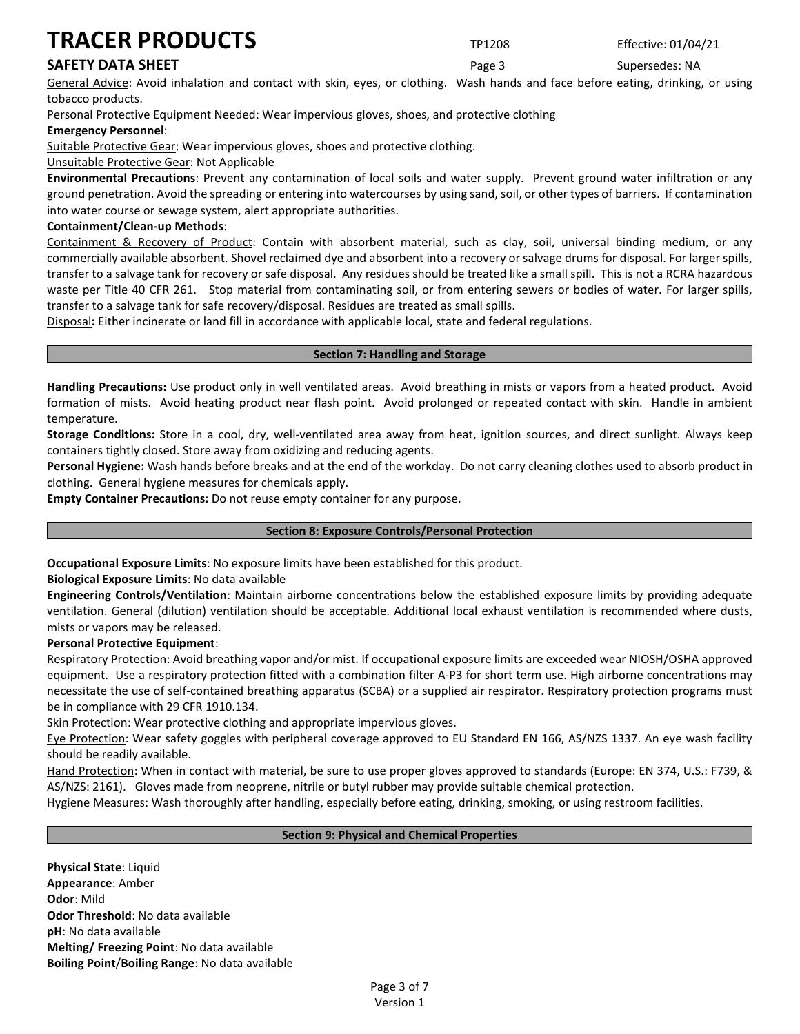General Advice: Avoid inhalation and contact with skin, eyes, or clothing. Wash hands and face before eating, drinking, or using tobacco products.

Personal Protective Equipment Needed: Wear impervious gloves, shoes, and protective clothing

**Emergency Personnel**:

Suitable Protective Gear: Wear impervious gloves, shoes and protective clothing.

Unsuitable Protective Gear: Not Applicable

**Environmental Precautions**: Prevent any contamination of local soils and water supply. Prevent ground water infiltration or any ground penetration. Avoid the spreading or entering into watercourses by using sand, soil, or other types of barriers. If contamination into water course or sewage system, alert appropriate authorities.

**Containment/Clean-up Methods**:

Containment & Recovery of Product: Contain with absorbent material, such as clay, soil, universal binding medium, or any commercially available absorbent. Shovel reclaimed dye and absorbent into a recovery or salvage drums for disposal. For larger spills, transfer to a salvage tank for recovery or safe disposal. Any residues should be treated like a small spill. This is not a RCRA hazardous waste per Title 40 CFR 261. Stop material from contaminating soil, or from entering sewers or bodies of water. For larger spills, transfer to a salvage tank for safe recovery/disposal. Residues are treated as small spills.

Disposal**:** Either incinerate or land fill in accordance with applicable local, state and federal regulations.

## Section 7: Handling and Storage

**Handling Precautions:** Use product only in well ventilated areas. Avoid breathing in mists or vapors from a heated product. Avoid formation of mists. Avoid heating product near flash point. Avoid prolonged or repeated contact with skin. Handle in ambient temperature.

**Storage Conditions:** Store in a cool, dry, well-ventilated area away from heat, ignition sources, and direct sunlight. Always keep containers tightly closed. Store away from oxidizing and reducing agents.

**Personal Hygiene:** Wash hands before breaks and at the end of the workday. Do not carry cleaning clothes used to absorb product in clothing. General hygiene measures for chemicals apply.

**Empty Container Precautions:** Do not reuse empty container for any purpose.

## Section 8: Exposure Controls/Personal Protection

**Occupational Exposure Limits**: No exposure limits have been established for this product.

**Biological Exposure Limits**: No data available

**Engineering Controls/Ventilation**: Maintain airborne concentrations below the established exposure limits by providing adequate ventilation. General (dilution) ventilation should be acceptable. Additional local exhaust ventilation is recommended where dusts, mists or vapors may be released.

**Personal Protective Equipment**:

Respiratory Protection: Avoid breathing vapor and/or mist. If occupational exposure limits are exceeded wear NIOSH/OSHA approved equipment. Use a respiratory protection fitted with a combination filter A-P3 for short term use. High airborne concentrations may necessitate the use of self-contained breathing apparatus (SCBA) or a supplied air respirator. Respiratory protection programs must be in compliance with 29 CFR 1910.134.

Skin Protection: Wear protective clothing and appropriate impervious gloves.

Eye Protection: Wear safety goggles with peripheral coverage approved to EU Standard EN 166, AS/NZS 1337. An eye wash facility should be readily available.

Hand Protection: When in contact with material, be sure to use proper gloves approved to standards (Europe: EN 374, U.S.: F739, & AS/NZS: 2161). Gloves made from neoprene, nitrile or butyl rubber may provide suitable chemical protection.

Hygiene Measures: Wash thoroughly after handling, especially before eating, drinking, smoking, or using restroom facilities.

## Section 9: Physical and Chemical Properties

**Physical State**: Liquid
**Appearance**: Amber
**Odor**: Mild
**Odor Threshold**: No data available
**pH**: No data available
**Melting/ Freezing Point**: No data available
**Boiling Point**/**Boiling Range**: No data available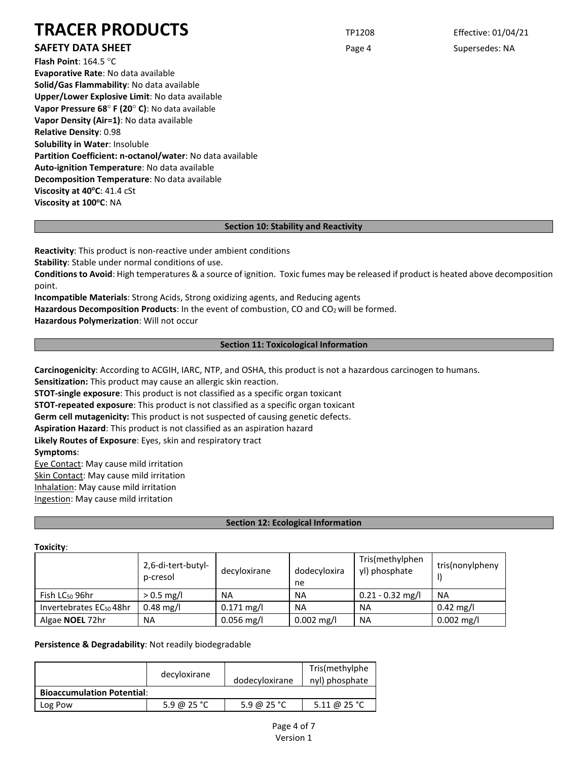**Flash Point**: 164.5 °C
**Evaporative Rate**: No data available
**Solid/Gas Flammability**: No data available
**Upper/Lower Explosive Limit**: No data available
**Vapor Pressure 68° F (20° C)**: No data available
**Vapor Density (Air=1)**: No data available
**Relative Density**: 0.98
**Solubility in Water**: Insoluble
**Partition Coefficient: n-octanol/water**: No data available
**Auto-ignition Temperature**: No data available
**Decomposition Temperature**: No data available
**Viscosity at 40°C**: 41.4 cSt
**Viscosity at 100°C**: NA

## Section 10: Stability and Reactivity

**Reactivity**: This product is non-reactive under ambient conditions
**Stability**: Stable under normal conditions of use.
**Conditions to Avoid**: High temperatures & a source of ignition. Toxic fumes may be released if product is heated above decomposition point.
**Incompatible Materials**: Strong Acids, Strong oxidizing agents, and Reducing agents
**Hazardous Decomposition Products**: In the event of combustion, CO and $CO_2$ will be formed.
**Hazardous Polymerization**: Will not occur

## Section 11: Toxicological Information

**Carcinogenicity**: According to ACGIH, IARC, NTP, and OSHA, this product is not a hazardous carcinogen to humans.
**Sensitization:** This product may cause an allergic skin reaction.
**STOT-single exposure**: This product is not classified as a specific organ toxicant
**STOT-repeated exposure**: This product is not classified as a specific organ toxicant
**Germ cell mutagenicity:** This product is not suspected of causing genetic defects.
**Aspiration Hazard**: This product is not classified as an aspiration hazard
**Likely Routes of Exposure**: Eyes, skin and respiratory tract
**Symptoms**:
Eye Contact: May cause mild irritation
Skin Contact: May cause mild irritation
Inhalation: May cause mild irritation
Ingestion: May cause mild irritation

## Section 12: Ecological Information

**Toxicity**:

| | 2,6-di-tert-butyl-p-cresol | decyloxirane | dodecyloxirane | Tris(methylphenyl) phosphate | tris(nonylphenyl) |
|---|---|---|---|---|---|
| Fish $LC_{50}$ 96hr | > 0.5 mg/l | NA | NA | 0.21 - 0.32 mg/l | NA |
| Invertebrates $EC_{50}$ 48hr | 0.48 mg/l | 0.171 mg/l | NA | NA | 0.42 mg/l |
| Algae **NOEL** 72hr | NA | 0.056 mg/l | 0.002 mg/l | NA | 0.002 mg/l |

**Persistence & Degradability**: Not readily biodegradable

| | decyloxirane | dodecyloxirane | Tris(methylphenyl) phosphate |
|---|---|---|---|
| **Bioaccumulation Potential**: | | | |
| Log Pow | 5.9 @ 25 °C | 5.9 @ 25 °C | 5.11 @ 25 °C |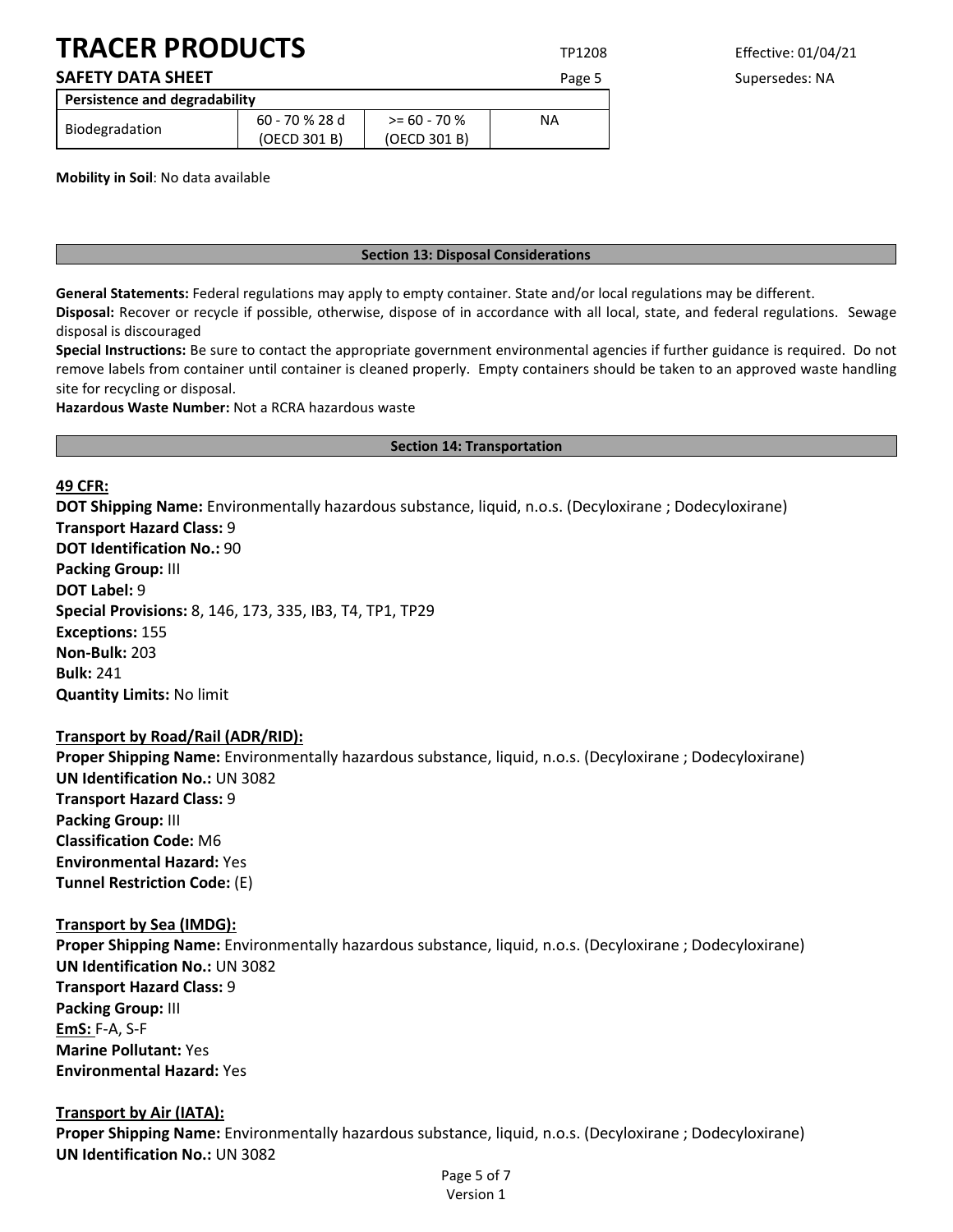| Persistence and degradability | | | |
|---|---|---|---|
| Biodegradation | 60 - 70 % 28 d (OECD 301 B) | >= 60 - 70 % (OECD 301 B) | NA |

**Mobility in Soil**: No data available

## Section 13: Disposal Considerations

**General Statements:** Federal regulations may apply to empty container. State and/or local regulations may be different.
**Disposal:** Recover or recycle if possible, otherwise, dispose of in accordance with all local, state, and federal regulations. Sewage disposal is discouraged
**Special Instructions:** Be sure to contact the appropriate government environmental agencies if further guidance is required. Do not remove labels from container until container is cleaned properly. Empty containers should be taken to an approved waste handling site for recycling or disposal.
**Hazardous Waste Number:** Not a RCRA hazardous waste

## Section 14: Transportation

**49 CFR:**
**DOT Shipping Name:** Environmentally hazardous substance, liquid, n.o.s. (Decyloxirane ; Dodecyloxirane)
**Transport Hazard Class:** 9
**DOT Identification No.:** 90
**Packing Group:** III
**DOT Label:** 9
**Special Provisions:** 8, 146, 173, 335, IB3, T4, TP1, TP29
**Exceptions:** 155
**Non-Bulk:** 203
**Bulk:** 241
**Quantity Limits:** No limit

**Transport by Road/Rail (ADR/RID):**
**Proper Shipping Name:** Environmentally hazardous substance, liquid, n.o.s. (Decyloxirane ; Dodecyloxirane)
**UN Identification No.:** UN 3082
**Transport Hazard Class:** 9
**Packing Group:** III
**Classification Code:** M6
**Environmental Hazard:** Yes
**Tunnel Restriction Code:** (E)

**Transport by Sea (IMDG):**
**Proper Shipping Name:** Environmentally hazardous substance, liquid, n.o.s. (Decyloxirane ; Dodecyloxirane)
**UN Identification No.:** UN 3082
**Transport Hazard Class:** 9
**Packing Group:** III
**EmS:** F-A, S-F
**Marine Pollutant:** Yes
**Environmental Hazard:** Yes

**Transport by Air (IATA):**
**Proper Shipping Name:** Environmentally hazardous substance, liquid, n.o.s. (Decyloxirane ; Dodecyloxirane)
**UN Identification No.:** UN 3082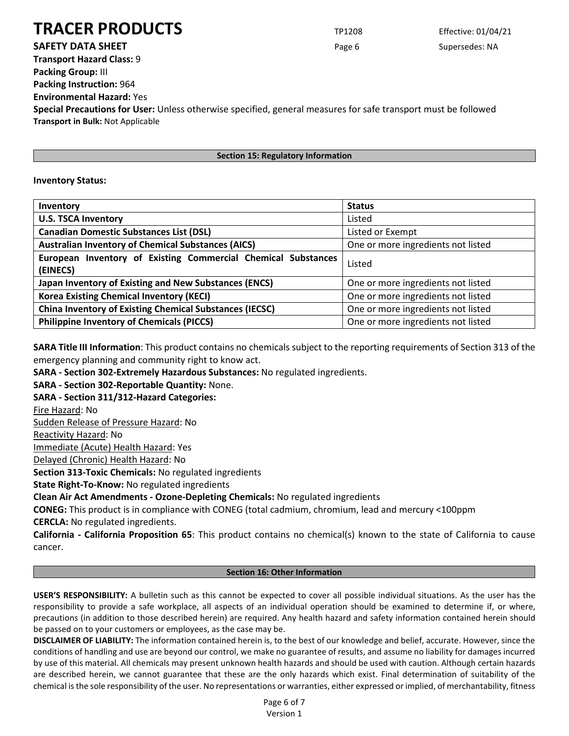**Transport Hazard Class:** 9
**Packing Group:** III
**Packing Instruction:** 964
**Environmental Hazard:** Yes
**Special Precautions for User:** Unless otherwise specified, general measures for safe transport must be followed
**Transport in Bulk:** Not Applicable

## Section 15: Regulatory Information

**Inventory Status:**

| Inventory | Status |
|---|---|
| **U.S. TSCA Inventory** | Listed |
| **Canadian Domestic Substances List (DSL)** | Listed or Exempt |
| **Australian Inventory of Chemical Substances (AICS)** | One or more ingredients not listed |
| **European Inventory of Existing Commercial Chemical Substances (EINECS)** | Listed |
| **Japan Inventory of Existing and New Substances (ENCS)** | One or more ingredients not listed |
| **Korea Existing Chemical Inventory (KECI)** | One or more ingredients not listed |
| **China Inventory of Existing Chemical Substances (IECSC)** | One or more ingredients not listed |
| **Philippine Inventory of Chemicals (PICCS)** | One or more ingredients not listed |

**SARA Title III Information**: This product contains no chemicals subject to the reporting requirements of Section 313 of the emergency planning and community right to know act.
**SARA - Section 302-Extremely Hazardous Substances:** No regulated ingredients.
**SARA - Section 302-Reportable Quantity:** None.
**SARA - Section 311/312-Hazard Categories:**
Fire Hazard: No
Sudden Release of Pressure Hazard: No
Reactivity Hazard: No
Immediate (Acute) Health Hazard: Yes
Delayed (Chronic) Health Hazard: No
**Section 313-Toxic Chemicals:** No regulated ingredients
**State Right-To-Know:** No regulated ingredients
**Clean Air Act Amendments - Ozone-Depleting Chemicals:** No regulated ingredients
**CONEG:** This product is in compliance with CONEG (total cadmium, chromium, lead and mercury <100ppm
**CERCLA:** No regulated ingredients.
**California - California Proposition 65**: This product contains no chemical(s) known to the state of California to cause cancer.

## Section 16: Other Information

**USER'S RESPONSIBILITY:** A bulletin such as this cannot be expected to cover all possible individual situations. As the user has the responsibility to provide a safe workplace, all aspects of an individual operation should be examined to determine if, or where, precautions (in addition to those described herein) are required. Any health hazard and safety information contained herein should be passed on to your customers or employees, as the case may be.
**DISCLAIMER OF LIABILITY:** The information contained herein is, to the best of our knowledge and belief, accurate. However, since the conditions of handling and use are beyond our control, we make no guarantee of results, and assume no liability for damages incurred by use of this material. All chemicals may present unknown health hazards and should be used with caution. Although certain hazards are described herein, we cannot guarantee that these are the only hazards which exist. Final determination of suitability of the chemical is the sole responsibility of the user. No representations or warranties, either expressed or implied, of merchantability, fitness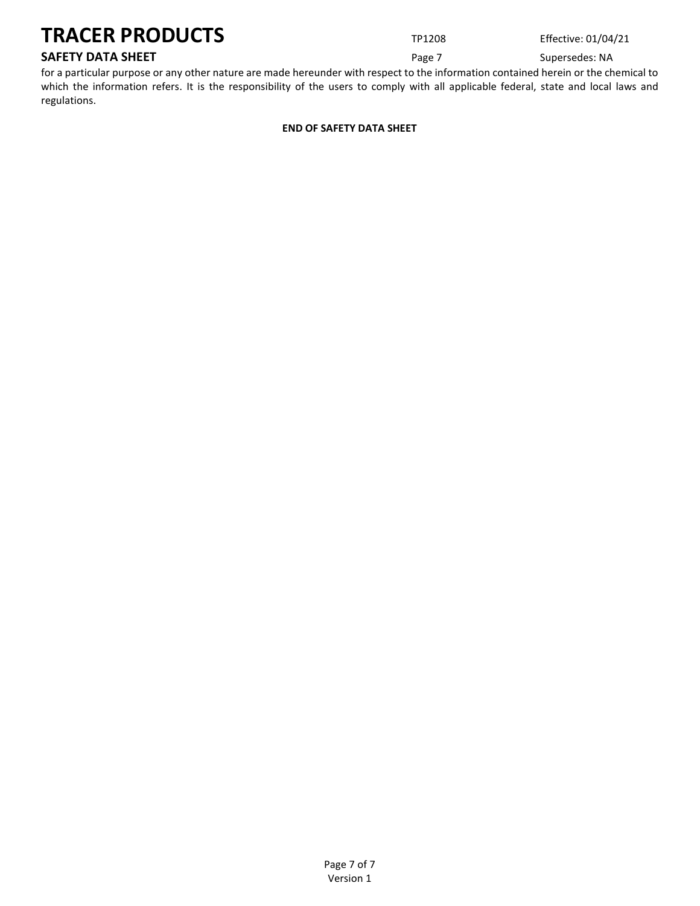for a particular purpose or any other nature are made hereunder with respect to the information contained herein or the chemical to which the information refers. It is the responsibility of the users to comply with all applicable federal, state and local laws and regulations.

**END OF SAFETY DATA SHEET**